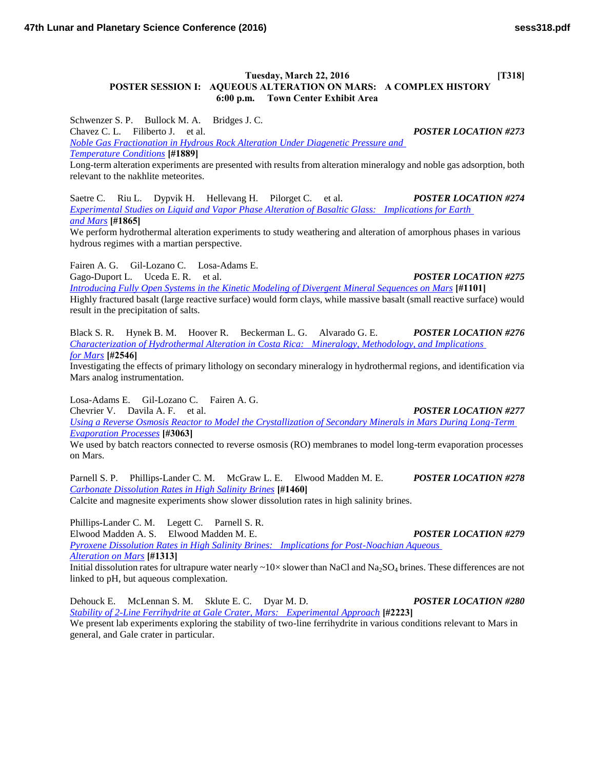**Tuesday, March 22, 2016** **[T318]**

## POSTER SESSION I: AQUEOUS ALTERATION ON MARS: A COMPLEX HISTORY

**6:00 p.m. Town Center Exhibit Area**

Schwenzer S. P. Bullock M. A. Bridges J. C.
Chavez C. L. Filiberto J. et al. ***POSTER LOCATION #273***
Noble Gas Fractionation in Hydrous Rock Alteration Under Diagenetic Pressure and Temperature Conditions **[#1889]**
Long-term alteration experiments are presented with results from alteration mineralogy and noble gas adsorption, both relevant to the nakhlite meteorites.

Saetre C. Riu L. Dypvik H. Hellevang H. Pilorget C. et al. ***POSTER LOCATION #274***
Experimental Studies on Liquid and Vapor Phase Alteration of Basaltic Glass: Implications for Earth and Mars **[#1865]**
We perform hydrothermal alteration experiments to study weathering and alteration of amorphous phases in various hydrous regimes with a martian perspective.

Fairen A. G. Gil-Lozano C. Losa-Adams E.
Gago-Duport L. Uceda E. R. et al. ***POSTER LOCATION #275***
Introducing Fully Open Systems in the Kinetic Modeling of Divergent Mineral Sequences on Mars **[#1101]**
Highly fractured basalt (large reactive surface) would form clays, while massive basalt (small reactive surface) would result in the precipitation of salts.

Black S. R. Hynek B. M. Hoover R. Beckerman L. G. Alvarado G. E. ***POSTER LOCATION #276***
Characterization of Hydrothermal Alteration in Costa Rica: Mineralogy, Methodology, and Implications for Mars **[#2546]**
Investigating the effects of primary lithology on secondary mineralogy in hydrothermal regions, and identification via Mars analog instrumentation.

Losa-Adams E. Gil-Lozano C. Fairen A. G.
Chevrier V. Davila A. F. et al. ***POSTER LOCATION #277***
Using a Reverse Osmosis Reactor to Model the Crystallization of Secondary Minerals in Mars During Long-Term Evaporation Processes **[#3063]**
We used by batch reactors connected to reverse osmosis (RO) membranes to model long-term evaporation processes on Mars.

Parnell S. P. Phillips-Lander C. M. McGraw L. E. Elwood Madden M. E. ***POSTER LOCATION #278***
Carbonate Dissolution Rates in High Salinity Brines **[#1460]**
Calcite and magnesite experiments show slower dissolution rates in high salinity brines.

Phillips-Lander C. M. Legett C. Parnell S. R.
Elwood Madden A. S. Elwood Madden M. E. ***POSTER LOCATION #279***
Pyroxene Dissolution Rates in High Salinity Brines: Implications for Post-Noachian Aqueous Alteration on Mars **[#1313]**
Initial dissolution rates for ultrapure water nearly ~10× slower than NaCl and $Na_2SO_4$ brines. These differences are not linked to pH, but aqueous complexation.

Dehouck E. McLennan S. M. Sklute E. C. Dyar M. D. ***POSTER LOCATION #280***
Stability of 2-Line Ferrihydrite at Gale Crater, Mars: Experimental Approach **[#2223]**
We present lab experiments exploring the stability of two-line ferrihydrite in various conditions relevant to Mars in general, and Gale crater in particular.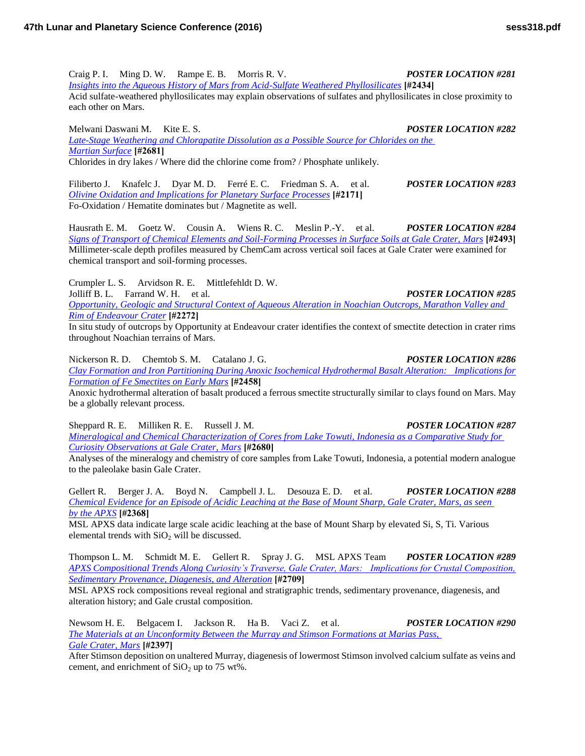Craig P. I. Ming D. W. Rampe E. B. Morris R. V. ***POSTER LOCATION #281***
[Insights into the Aqueous History of Mars from Acid-Sulfate Weathered Phyllosilicates](#) **[#2434]**
Acid sulfate-weathered phyllosilicates may explain observations of sulfates and phyllosilicates in close proximity to each other on Mars.

Melwani Daswani M. Kite E. S. ***POSTER LOCATION #282***
[Late-Stage Weathering and Chlorapatite Dissolution as a Possible Source for Chlorides on the Martian Surface](#) **[#2681]**
Chlorides in dry lakes / Where did the chlorine come from? / Phosphate unlikely.

Filiberto J. Knafelc J. Dyar M. D. Ferré E. C. Friedman S. A. et al. ***POSTER LOCATION #283***
[Olivine Oxidation and Implications for Planetary Surface Processes](#) **[#2171]**
Fo-Oxidation / Hematite dominates but / Magnetite as well.

Hausrath E. M. Goetz W. Cousin A. Wiens R. C. Meslin P.-Y. et al. ***POSTER LOCATION #284***
[Signs of Transport of Chemical Elements and Soil-Forming Processes in Surface Soils at Gale Crater, Mars](#) **[#2493]**
Millimeter-scale depth profiles measured by ChemCam across vertical soil faces at Gale Crater were examined for chemical transport and soil-forming processes.

Crumpler L. S. Arvidson R. E. Mittlefehldt D. W.
Jolliff B. L. Farrand W. H. et al. ***POSTER LOCATION #285***
[Opportunity, Geologic and Structural Context of Aqueous Alteration in Noachian Outcrops, Marathon Valley and Rim of Endeavour Crater](#) **[#2272]**
In situ study of outcrops by Opportunity at Endeavour crater identifies the context of smectite detection in crater rims throughout Noachian terrains of Mars.

Nickerson R. D. Chemtob S. M. Catalano J. G. ***POSTER LOCATION #286***
[Clay Formation and Iron Partitioning During Anoxic Isochemical Hydrothermal Basalt Alteration: Implications for Formation of Fe Smectites on Early Mars](#) **[#2458]**
Anoxic hydrothermal alteration of basalt produced a ferrous smectite structurally similar to clays found on Mars. May be a globally relevant process.

Sheppard R. E. Milliken R. E. Russell J. M. ***POSTER LOCATION #287***
[Mineralogical and Chemical Characterization of Cores from Lake Towuti, Indonesia as a Comparative Study for Curiosity Observations at Gale Crater, Mars](#) **[#2680]**
Analyses of the mineralogy and chemistry of core samples from Lake Towuti, Indonesia, a potential modern analogue to the paleolake basin Gale Crater.

Gellert R. Berger J. A. Boyd N. Campbell J. L. Desouza E. D. et al. ***POSTER LOCATION #288***
[Chemical Evidence for an Episode of Acidic Leaching at the Base of Mount Sharp, Gale Crater, Mars, as seen by the APXS](#) **[#2368]**
MSL APXS data indicate large scale acidic leaching at the base of Mount Sharp by elevated Si, S, Ti. Various elemental trends with $SiO_2$ will be discussed.

Thompson L. M. Schmidt M. E. Gellert R. Spray J. G. MSL APXS Team ***POSTER LOCATION #289***
[APXS Compositional Trends Along Curiosity's Traverse, Gale Crater, Mars: Implications for Crustal Composition, Sedimentary Provenance, Diagenesis, and Alteration](#) **[#2709]**
MSL APXS rock compositions reveal regional and stratigraphic trends, sedimentary provenance, diagenesis, and alteration history; and Gale crustal composition.

Newsom H. E. Belgacem I. Jackson R. Ha B. Vaci Z. et al. ***POSTER LOCATION #290***
[The Materials at an Unconformity Between the Murray and Stimson Formations at Marias Pass, Gale Crater, Mars](#) **[#2397]**
After Stimson deposition on unaltered Murray, diagenesis of lowermost Stimson involved calcium sulfate as veins and cement, and enrichment of $SiO_2$ up to 75 wt%.